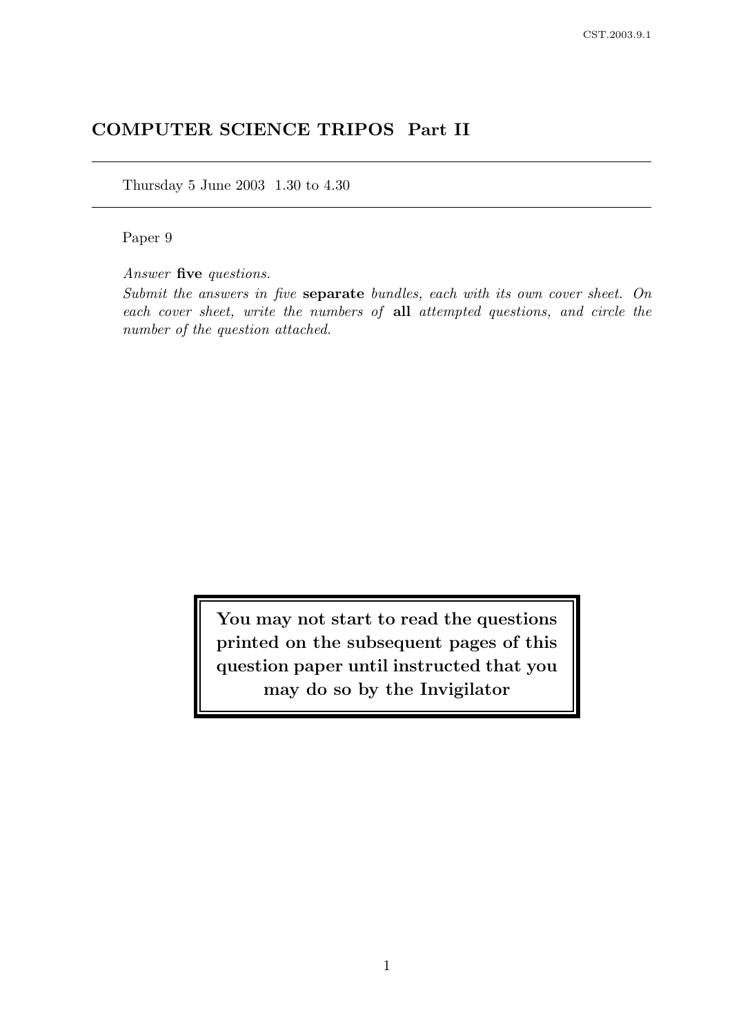# COMPUTER SCIENCE TRIPOS Part II

Thursday 5 June 2003 1.30 to 4.30

Paper 9

*Answer* **five** *questions.*

*Submit the answers in five* **separate** *bundles, each with its own cover sheet. On each cover sheet, write the numbers of* **all** *attempted questions, and circle the number of the question attached.*

**You may not start to read the questions printed on the subsequent pages of this question paper until instructed that you may do so by the Invigilator**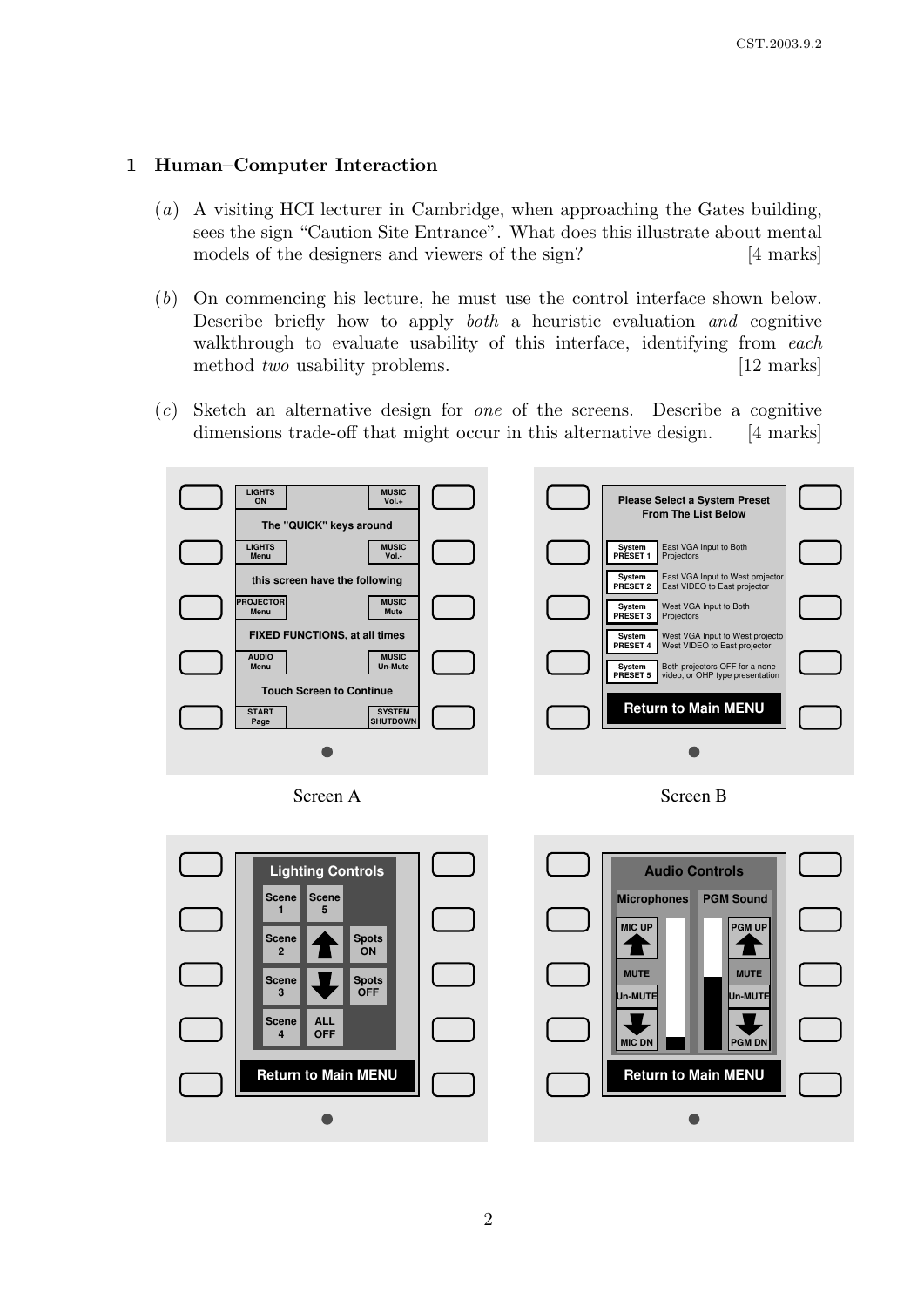## 1 Human–Computer Interaction

(*a*) A visiting HCI lecturer in Cambridge, when approaching the Gates building, sees the sign "Caution Site Entrance". What does this illustrate about mental models of the designers and viewers of the sign? [4 marks]

(*b*) On commencing his lecture, he must use the control interface shown below. Describe briefly how to apply *both* a heuristic evaluation *and* cognitive walkthrough to evaluate usability of this interface, identifying from *each* method *two* usability problems. [12 marks]

(*c*) Sketch an alternative design for *one* of the screens. Describe a cognitive dimensions trade-off that might occur in this alternative design. [4 marks]

LIGHTS ON | MUSIC Vol.+
The "QUICK" keys around
LIGHTS Menu | MUSIC Vol.-
this screen have the following
PROJECTOR Menu | MUSIC Mute
FIXED FUNCTIONS, at all times
AUDIO Menu | MUSIC Un-Mute
Touch Screen to Continue
START Page | SYSTEM SHUTDOWN

Screen A

Please Select a System Preset From The List Below

| | |
|---|---|
| System PRESET 1 | East VGA Input to Both Projectors |
| System PRESET 2 | East VGA Input to West projector East VIDEO to East projector |
| System PRESET 3 | West VGA Input to Both Projectors |
| System PRESET 4 | West VGA Input to West projecto West VIDEO to East projector |
| System PRESET 5 | Both projectors OFF for a none video, or OHP type presentation |

Return to Main MENU

Screen B

Lighting Controls
Scene 1 | Scene 5
Scene 2 | Spots ON
Scene 3 | Spots OFF
Scene 4 | ALL OFF
Return to Main MENU

Audio Controls
Microphones | PGM Sound
MIC UP | PGM UP
MUTE | MUTE
Un-MUTE | Un-MUTE
MIC DN | PGM DN
Return to Main MENU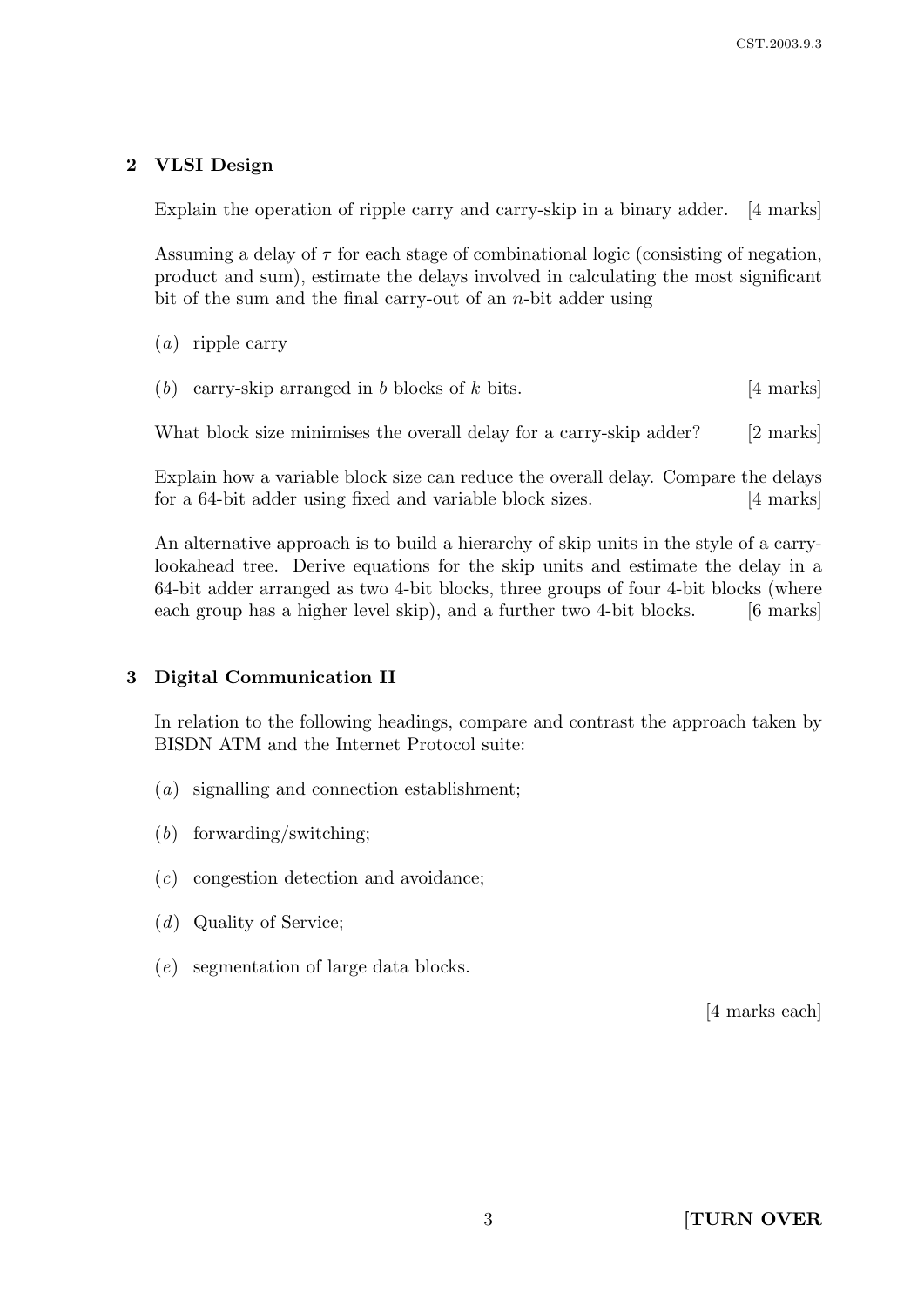## 2 VLSI Design

Explain the operation of ripple carry and carry-skip in a binary adder. [4 marks]

Assuming a delay of $\tau$ for each stage of combinational logic (consisting of negation, product and sum), estimate the delays involved in calculating the most significant bit of the sum and the final carry-out of an $n$-bit adder using

(*a*) ripple carry

(*b*) carry-skip arranged in $b$ blocks of $k$ bits. [4 marks]

What block size minimises the overall delay for a carry-skip adder? [2 marks]

Explain how a variable block size can reduce the overall delay. Compare the delays for a 64-bit adder using fixed and variable block sizes. [4 marks]

An alternative approach is to build a hierarchy of skip units in the style of a carry-lookahead tree. Derive equations for the skip units and estimate the delay in a 64-bit adder arranged as two 4-bit blocks, three groups of four 4-bit blocks (where each group has a higher level skip), and a further two 4-bit blocks. [6 marks]

## 3 Digital Communication II

In relation to the following headings, compare and contrast the approach taken by BISDN ATM and the Internet Protocol suite:

(*a*) signalling and connection establishment;

(*b*) forwarding/switching;

(*c*) congestion detection and avoidance;

(*d*) Quality of Service;

(*e*) segmentation of large data blocks.

[4 marks each]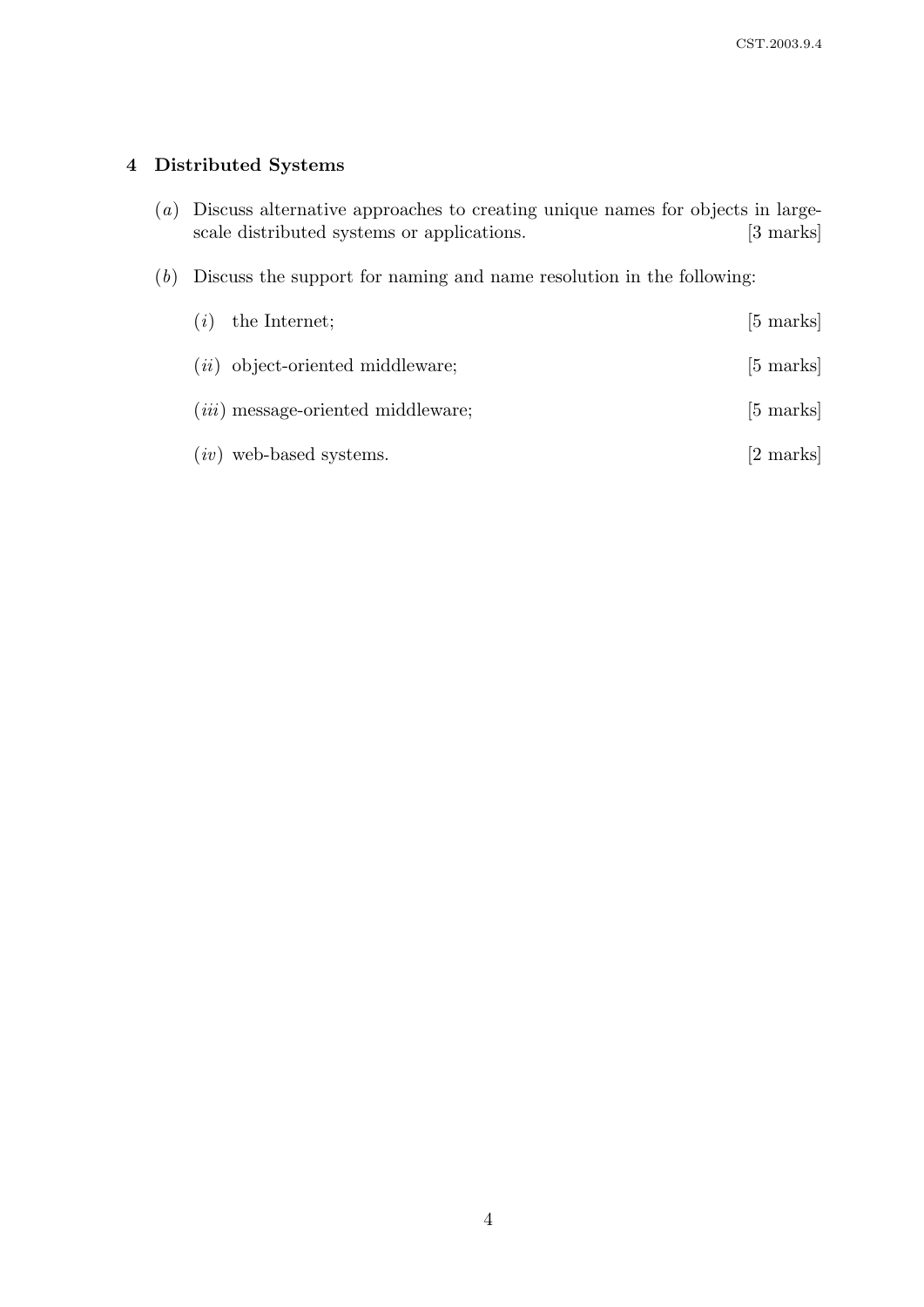## 4 Distributed Systems

(*a*) Discuss alternative approaches to creating unique names for objects in large-scale distributed systems or applications. [3 marks]

(*b*) Discuss the support for naming and name resolution in the following:

(*i*) the Internet; [5 marks]

(*ii*) object-oriented middleware; [5 marks]

(*iii*) message-oriented middleware; [5 marks]

(*iv*) web-based systems. [2 marks]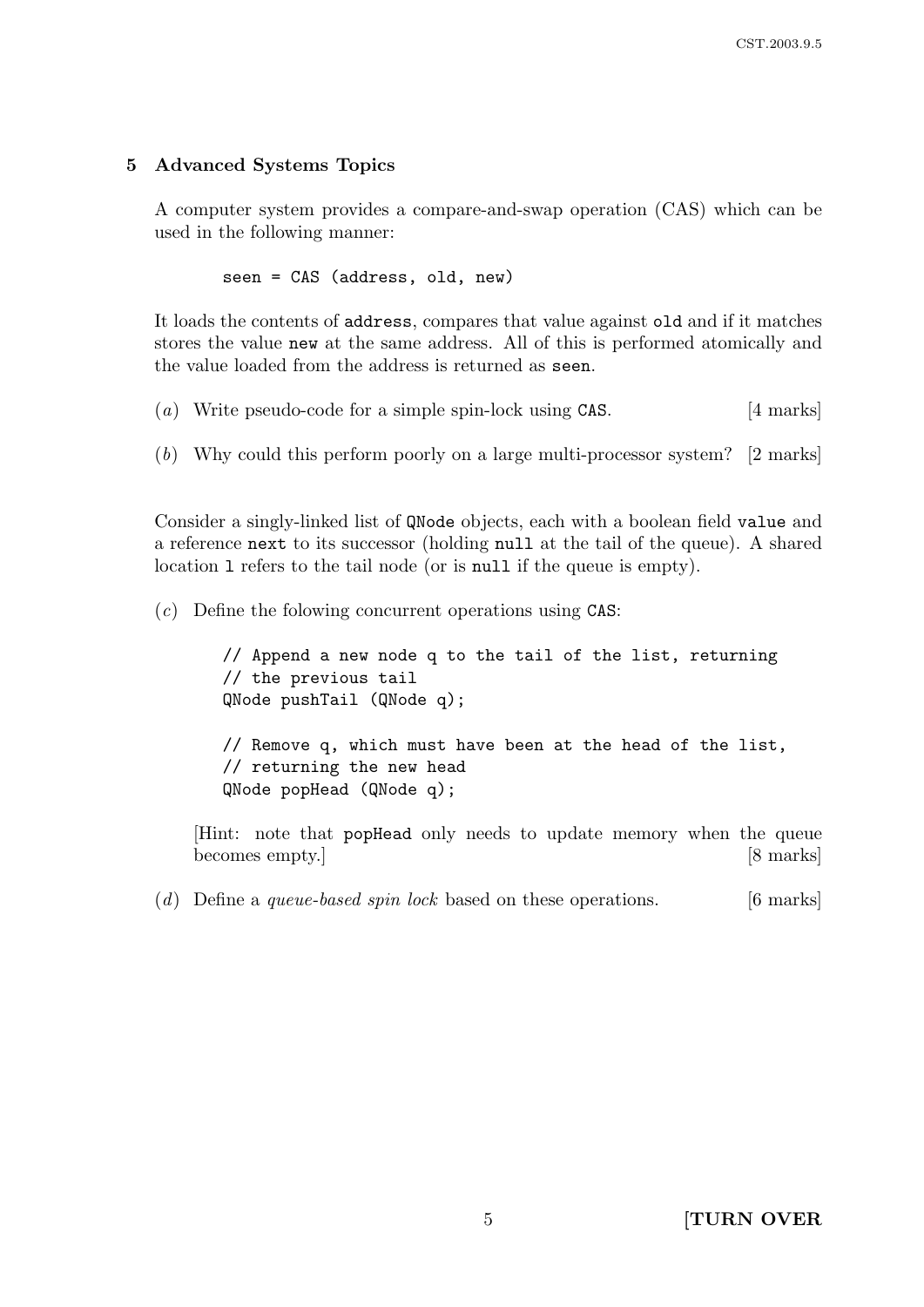## 5 Advanced Systems Topics

A computer system provides a compare-and-swap operation (CAS) which can be used in the following manner:

```
seen = CAS (address, old, new)
```

It loads the contents of `address`, compares that value against `old` and if it matches stores the value `new` at the same address. All of this is performed atomically and the value loaded from the address is returned as `seen`.

(*a*) Write pseudo-code for a simple spin-lock using `CAS`. [4 marks]

(*b*) Why could this perform poorly on a large multi-processor system? [2 marks]

Consider a singly-linked list of `QNode` objects, each with a boolean field `value` and a reference `next` to its successor (holding `null` at the tail of the queue). A shared location `l` refers to the tail node (or is `null` if the queue is empty).

(*c*) Define the folowing concurrent operations using `CAS`:

```
// Append a new node q to the tail of the list, returning
// the previous tail
QNode pushTail (QNode q);

// Remove q, which must have been at the head of the list,
// returning the new head
QNode popHead (QNode q);
```

[Hint: note that `popHead` only needs to update memory when the queue becomes empty.] [8 marks]

(*d*) Define a *queue-based spin lock* based on these operations. [6 marks]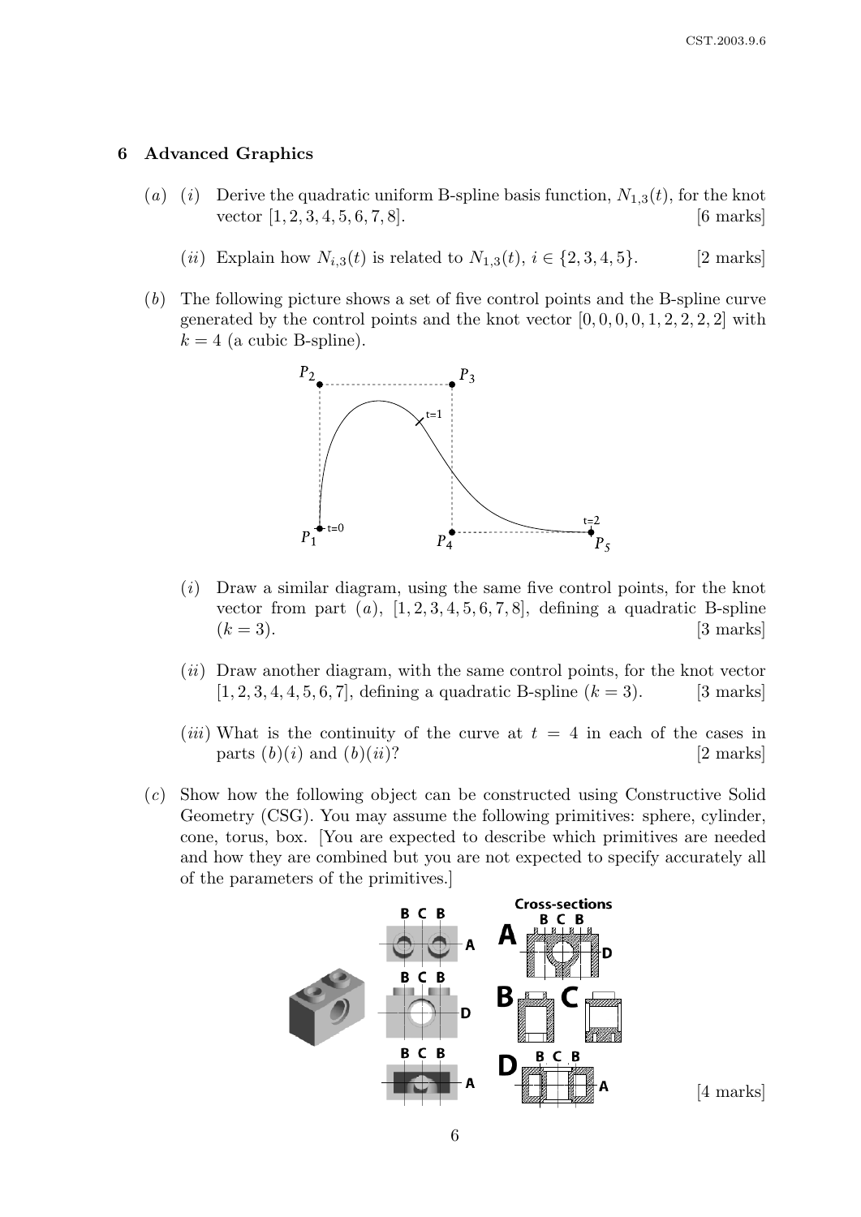## 6 Advanced Graphics

(*a*) (*i*) Derive the quadratic uniform B-spline basis function, $N_{1,3}(t)$, for the knot vector $[1, 2, 3, 4, 5, 6, 7, 8]$. [6 marks]

(*ii*) Explain how $N_{i,3}(t)$ is related to $N_{1,3}(t)$, $i \in \{2, 3, 4, 5\}$. [2 marks]

(*b*) The following picture shows a set of five control points and the B-spline curve generated by the control points and the knot vector $[0, 0, 0, 0, 1, 2, 2, 2, 2]$ with $k = 4$ (a cubic B-spline).

(*i*) Draw a similar diagram, using the same five control points, for the knot vector from part (*a*), $[1, 2, 3, 4, 5, 6, 7, 8]$, defining a quadratic B-spline ($k = 3$). [3 marks]

(*ii*) Draw another diagram, with the same control points, for the knot vector $[1, 2, 3, 4, 4, 5, 6, 7]$, defining a quadratic B-spline ($k = 3$). [3 marks]

(*iii*) What is the continuity of the curve at $t = 4$ in each of the cases in parts (*b*)(*i*) and (*b*)(*ii*)? [2 marks]

(*c*) Show how the following object can be constructed using Constructive Solid Geometry (CSG). You may assume the following primitives: sphere, cylinder, cone, torus, box. [You are expected to describe which primitives are needed and how they are combined but you are not expected to specify accurately all of the parameters of the primitives.]

[4 marks]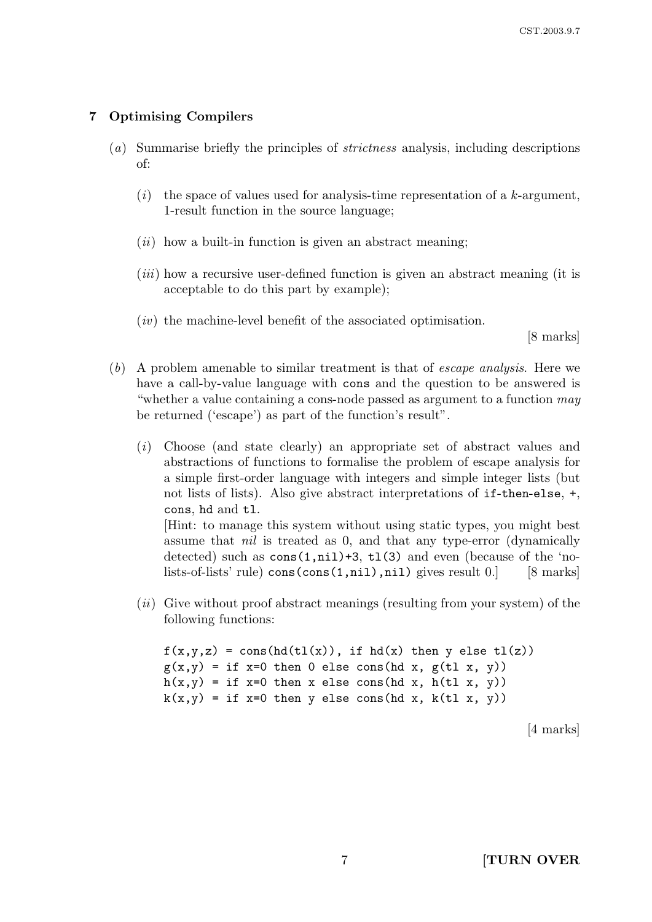## 7 Optimising Compilers

(*a*) Summarise briefly the principles of *strictness* analysis, including descriptions of:

(*i*) the space of values used for analysis-time representation of a $k$-argument, 1-result function in the source language;

(*ii*) how a built-in function is given an abstract meaning;

(*iii*) how a recursive user-defined function is given an abstract meaning (it is acceptable to do this part by example);

(*iv*) the machine-level benefit of the associated optimisation.

[8 marks]

(*b*) A problem amenable to similar treatment is that of *escape analysis*. Here we have a call-by-value language with `cons` and the question to be answered is "whether a value containing a cons-node passed as argument to a function *may* be returned ('escape') as part of the function's result".

(*i*) Choose (and state clearly) an appropriate set of abstract values and abstractions of functions to formalise the problem of escape analysis for a simple first-order language with integers and simple integer lists (but not lists of lists). Also give abstract interpretations of `if-then-else`, `+`, `cons`, `hd` and `tl`.
[Hint: to manage this system without using static types, you might best assume that *nil* is treated as 0, and that any type-error (dynamically detected) such as `cons(1,nil)+3`, `tl(3)` and even (because of the 'no-lists-of-lists' rule) `cons(cons(1,nil),nil)` gives result 0.] [8 marks]

(*ii*) Give without proof abstract meanings (resulting from your system) of the following functions:

```
f(x,y,z) = cons(hd(tl(x)), if hd(x) then y else tl(z))
g(x,y) = if x=0 then 0 else cons(hd x, g(tl x, y))
h(x,y) = if x=0 then x else cons(hd x, h(tl x, y))
k(x,y) = if x=0 then y else cons(hd x, k(tl x, y))
```

[4 marks]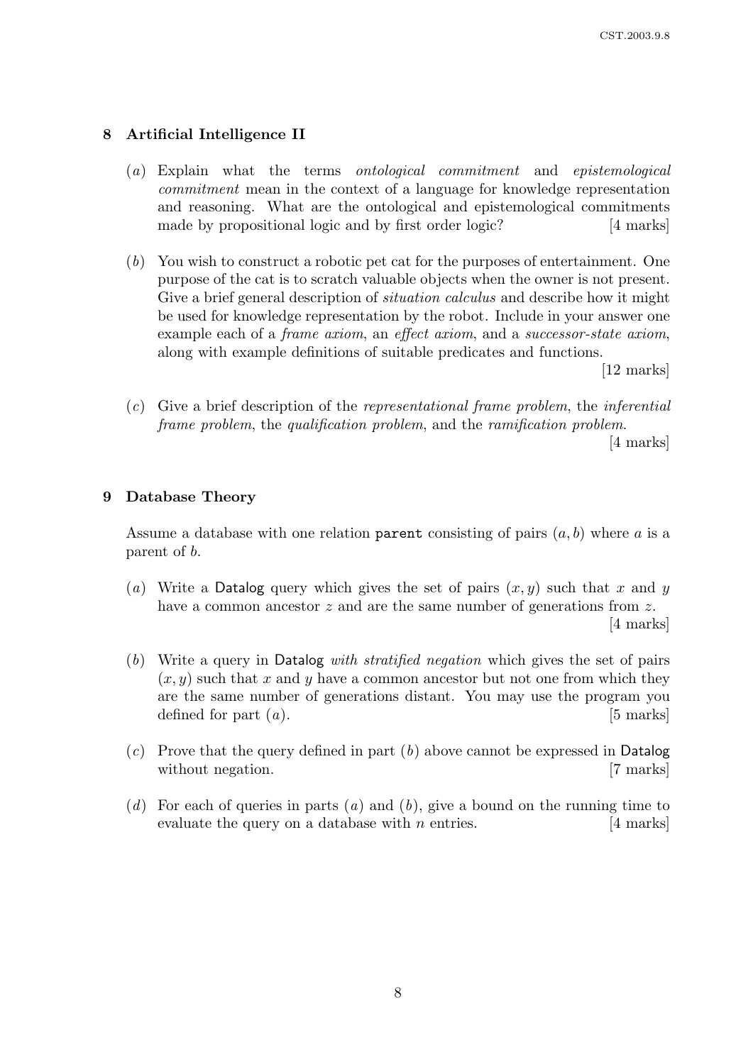## 8 Artificial Intelligence II

(*a*) Explain what the terms *ontological commitment* and *epistemological commitment* mean in the context of a language for knowledge representation and reasoning. What are the ontological and epistemological commitments made by propositional logic and by first order logic? [4 marks]

(*b*) You wish to construct a robotic pet cat for the purposes of entertainment. One purpose of the cat is to scratch valuable objects when the owner is not present. Give a brief general description of *situation calculus* and describe how it might be used for knowledge representation by the robot. Include in your answer one example each of a *frame axiom*, an *effect axiom*, and a *successor-state axiom*, along with example definitions of suitable predicates and functions. [12 marks]

(*c*) Give a brief description of the *representational frame problem*, the *inferential frame problem*, the *qualification problem*, and the *ramification problem*. [4 marks]

## 9 Database Theory

Assume a database with one relation `parent` consisting of pairs $(a, b)$ where $a$ is a parent of $b$.

(*a*) Write a Datalog query which gives the set of pairs $(x, y)$ such that $x$ and $y$ have a common ancestor $z$ and are the same number of generations from $z$. [4 marks]

(*b*) Write a query in Datalog *with stratified negation* which gives the set of pairs $(x, y)$ such that $x$ and $y$ have a common ancestor but not one from which they are the same number of generations distant. You may use the program you defined for part (*a*). [5 marks]

(*c*) Prove that the query defined in part (*b*) above cannot be expressed in Datalog without negation. [7 marks]

(*d*) For each of queries in parts (*a*) and (*b*), give a bound on the running time to evaluate the query on a database with $n$ entries. [4 marks]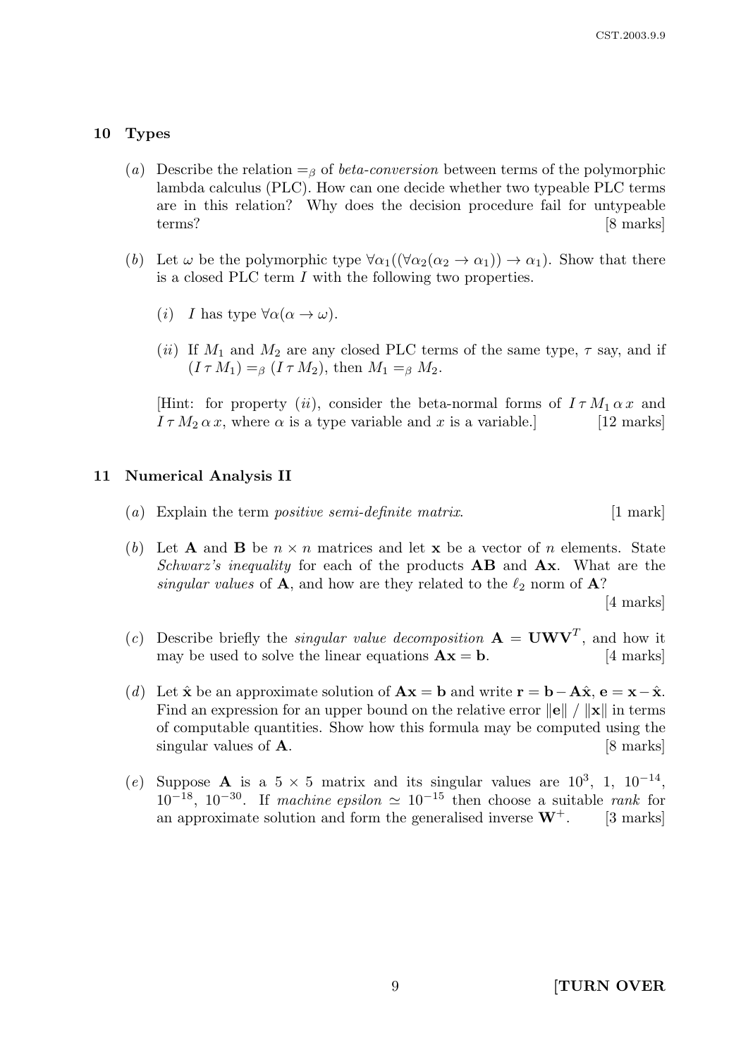## 10 Types

(*a*) Describe the relation $=_\beta$ of *beta-conversion* between terms of the polymorphic lambda calculus (PLC). How can one decide whether two typeable PLC terms are in this relation? Why does the decision procedure fail for untypeable terms? [8 marks]

(*b*) Let $\omega$ be the polymorphic type $\forall \alpha_1((\forall \alpha_2(\alpha_2 \to \alpha_1)) \to \alpha_1)$. Show that there is a closed PLC term $I$ with the following two properties.

(*i*) $I$ has type $\forall \alpha(\alpha \to \omega)$.

(*ii*) If $M_1$ and $M_2$ are any closed PLC terms of the same type, $\tau$ say, and if $(I\,\tau\,M_1) =_\beta (I\,\tau\,M_2)$, then $M_1 =_\beta M_2$.

[Hint: for property (*ii*), consider the beta-normal forms of $I\,\tau\,M_1\,\alpha\,x$ and $I\,\tau\,M_2\,\alpha\,x$, where $\alpha$ is a type variable and $x$ is a variable.] [12 marks]

## 11 Numerical Analysis II

(*a*) Explain the term *positive semi-definite matrix*. [1 mark]

(*b*) Let $\mathbf{A}$ and $\mathbf{B}$ be $n \times n$ matrices and let $\mathbf{x}$ be a vector of $n$ elements. State *Schwarz's inequality* for each of the products $\mathbf{AB}$ and $\mathbf{Ax}$. What are the *singular values* of $\mathbf{A}$, and how are they related to the $\ell_2$ norm of $\mathbf{A}$? [4 marks]

(*c*) Describe briefly the *singular value decomposition* $\mathbf{A} = \mathbf{UWV}^T$, and how it may be used to solve the linear equations $\mathbf{Ax} = \mathbf{b}$. [4 marks]

(*d*) Let $\hat{\mathbf{x}}$ be an approximate solution of $\mathbf{Ax} = \mathbf{b}$ and write $\mathbf{r} = \mathbf{b} - \mathbf{A}\hat{\mathbf{x}}$, $\mathbf{e} = \mathbf{x} - \hat{\mathbf{x}}$. Find an expression for an upper bound on the relative error $\|\mathbf{e}\| \,/\, \|\mathbf{x}\|$ in terms of computable quantities. Show how this formula may be computed using the singular values of $\mathbf{A}$. [8 marks]

(*e*) Suppose $\mathbf{A}$ is a $5 \times 5$ matrix and its singular values are $10^3$, $1$, $10^{-14}$, $10^{-18}$, $10^{-30}$. If *machine epsilon* $\simeq 10^{-15}$ then choose a suitable *rank* for an approximate solution and form the generalised inverse $\mathbf{W}^+$. [3 marks]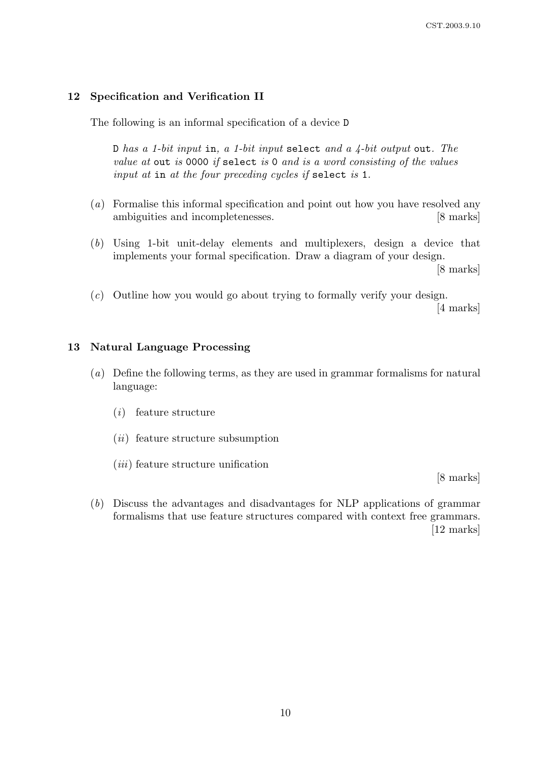## 12 Specification and Verification II

The following is an informal specification of a device `D`

> `D` *has a 1-bit input* `in`*, a 1-bit input* `select` *and a 4-bit output* `out`*. The value at* `out` *is* `0000` *if* `select` *is* `0` *and is a word consisting of the values input at* `in` *at the four preceding cycles if* `select` *is* `1`*.*

(*a*) Formalise this informal specification and point out how you have resolved any ambiguities and incompletenesses. [8 marks]

(*b*) Using 1-bit unit-delay elements and multiplexers, design a device that implements your formal specification. Draw a diagram of your design. [8 marks]

(*c*) Outline how you would go about trying to formally verify your design. [4 marks]

## 13 Natural Language Processing

(*a*) Define the following terms, as they are used in grammar formalisms for natural language:

- (*i*) feature structure
- (*ii*) feature structure subsumption
- (*iii*) feature structure unification

[8 marks]

(*b*) Discuss the advantages and disadvantages for NLP applications of grammar formalisms that use feature structures compared with context free grammars. [12 marks]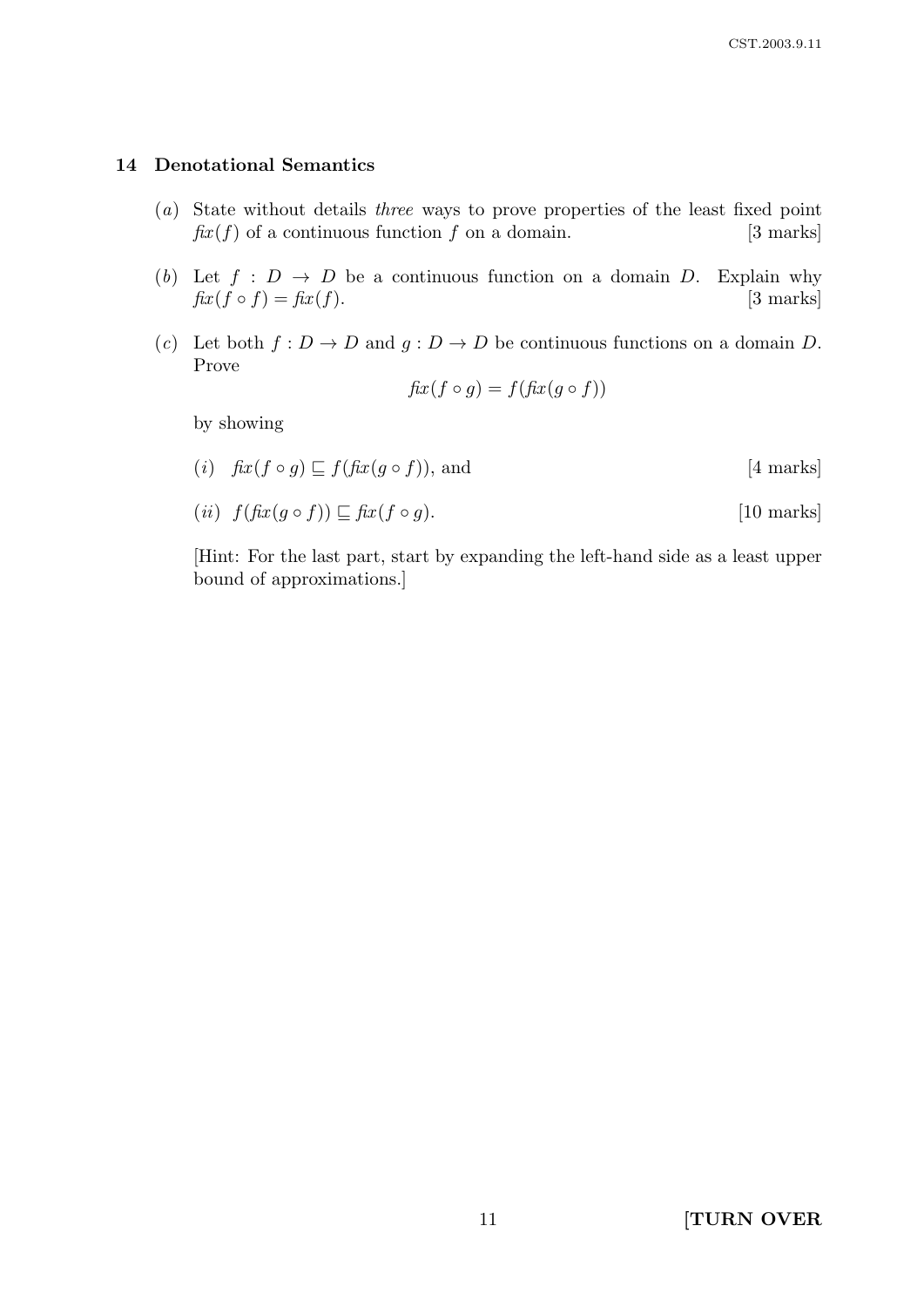## 14 Denotational Semantics

(*a*) State without details *three* ways to prove properties of the least fixed point $\mathit{fix}(f)$ of a continuous function $f$ on a domain. [3 marks]

(*b*) Let $f : D \to D$ be a continuous function on a domain $D$. Explain why $\mathit{fix}(f \circ f) = \mathit{fix}(f)$. [3 marks]

(*c*) Let both $f : D \to D$ and $g : D \to D$ be continuous functions on a domain $D$. Prove

$$\mathit{fix}(f \circ g) = f(\mathit{fix}(g \circ f))$$

by showing

(*i*) $\mathit{fix}(f \circ g) \sqsubseteq f(\mathit{fix}(g \circ f))$, and [4 marks]

(*ii*) $f(\mathit{fix}(g \circ f)) \sqsubseteq \mathit{fix}(f \circ g)$. [10 marks]

[Hint: For the last part, start by expanding the left-hand side as a least upper bound of approximations.]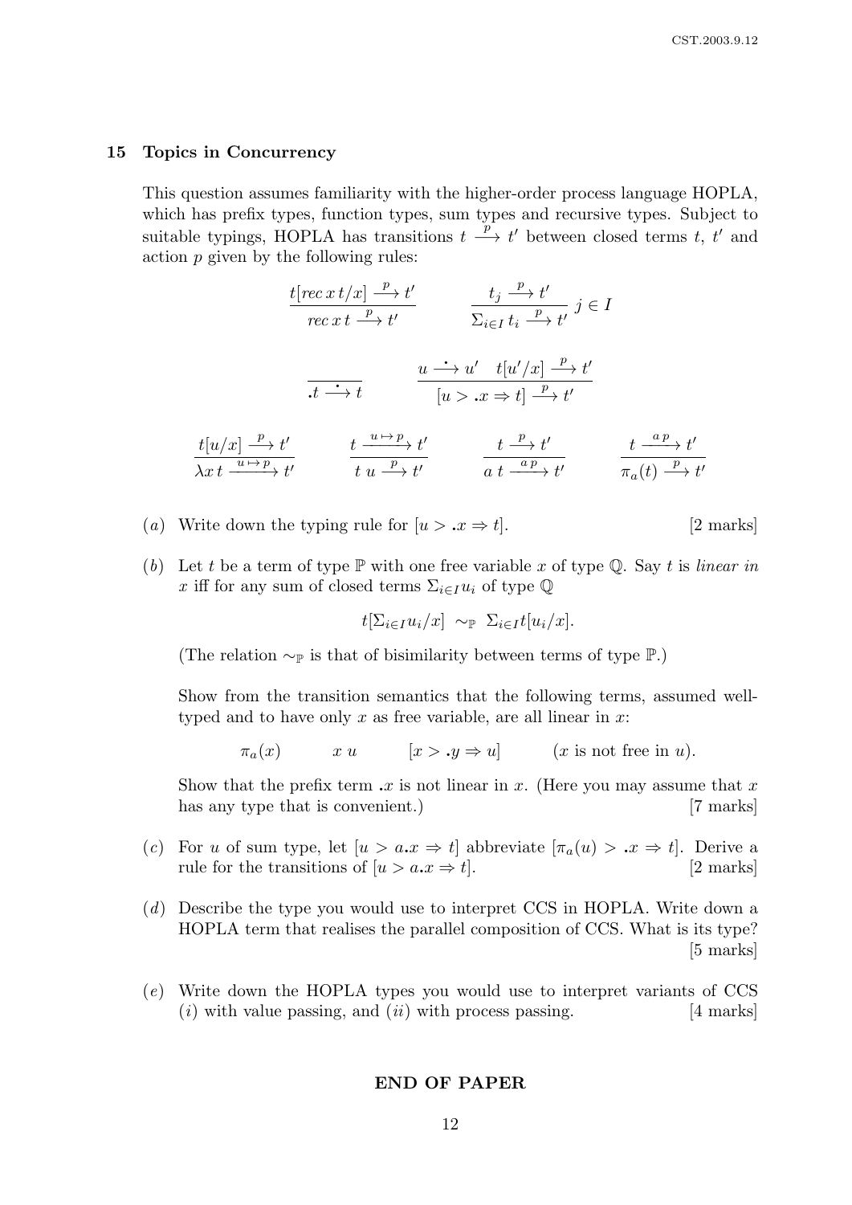## 15 Topics in Concurrency

This question assumes familiarity with the higher-order process language HOPLA, which has prefix types, function types, sum types and recursive types. Subject to suitable typings, HOPLA has transitions $t \xrightarrow{p} t'$ between closed terms $t$, $t'$ and action $p$ given by the following rules:

$$\frac{t[rec\, x\, t/x] \xrightarrow{p} t'}{rec\, x\, t \xrightarrow{p} t'} \qquad \frac{t_j \xrightarrow{p} t'}{\Sigma_{i \in I}\, t_i \xrightarrow{p} t'}\ j \in I$$

$$\frac{}{.t \xrightarrow{.} t} \qquad \frac{u \xrightarrow{.} u' \quad t[u'/x] \xrightarrow{p} t'}{[u > .x \Rightarrow t] \xrightarrow{p} t'}$$

$$\frac{t[u/x] \xrightarrow{p} t'}{\lambda x\, t \xrightarrow{u \mapsto p} t'} \qquad \frac{t \xrightarrow{u \mapsto p} t'}{t\ u \xrightarrow{p} t'} \qquad \frac{t \xrightarrow{p} t'}{a\, t \xrightarrow{a\, p} t'} \qquad \frac{t \xrightarrow{a\, p} t'}{\pi_a(t) \xrightarrow{p} t'}$$

(*a*) Write down the typing rule for $[u > .x \Rightarrow t]$. [2 marks]

(*b*) Let $t$ be a term of type $\mathbb{P}$ with one free variable $x$ of type $\mathbb{Q}$. Say $t$ is *linear in* $x$ iff for any sum of closed terms $\Sigma_{i \in I} u_i$ of type $\mathbb{Q}$

$$t[\Sigma_{i \in I} u_i/x] \ \sim_{\mathbb{P}}\ \Sigma_{i \in I} t[u_i/x].$$

(The relation $\sim_{\mathbb{P}}$ is that of bisimilarity between terms of type $\mathbb{P}$.)

Show from the transition semantics that the following terms, assumed well-typed and to have only $x$ as free variable, are all linear in $x$:

$$\pi_a(x) \qquad x\ u \qquad [x > .y \Rightarrow u] \qquad (x \text{ is not free in } u).$$

Show that the prefix term $.x$ is not linear in $x$. (Here you may assume that $x$ has any type that is convenient.) [7 marks]

(*c*) For $u$ of sum type, let $[u > a.x \Rightarrow t]$ abbreviate $[\pi_a(u) > .x \Rightarrow t]$. Derive a rule for the transitions of $[u > a.x \Rightarrow t]$. [2 marks]

(*d*) Describe the type you would use to interpret CCS in HOPLA. Write down a HOPLA term that realises the parallel composition of CCS. What is its type? [5 marks]

(*e*) Write down the HOPLA types you would use to interpret variants of CCS (*i*) with value passing, and (*ii*) with process passing. [4 marks]

**END OF PAPER**